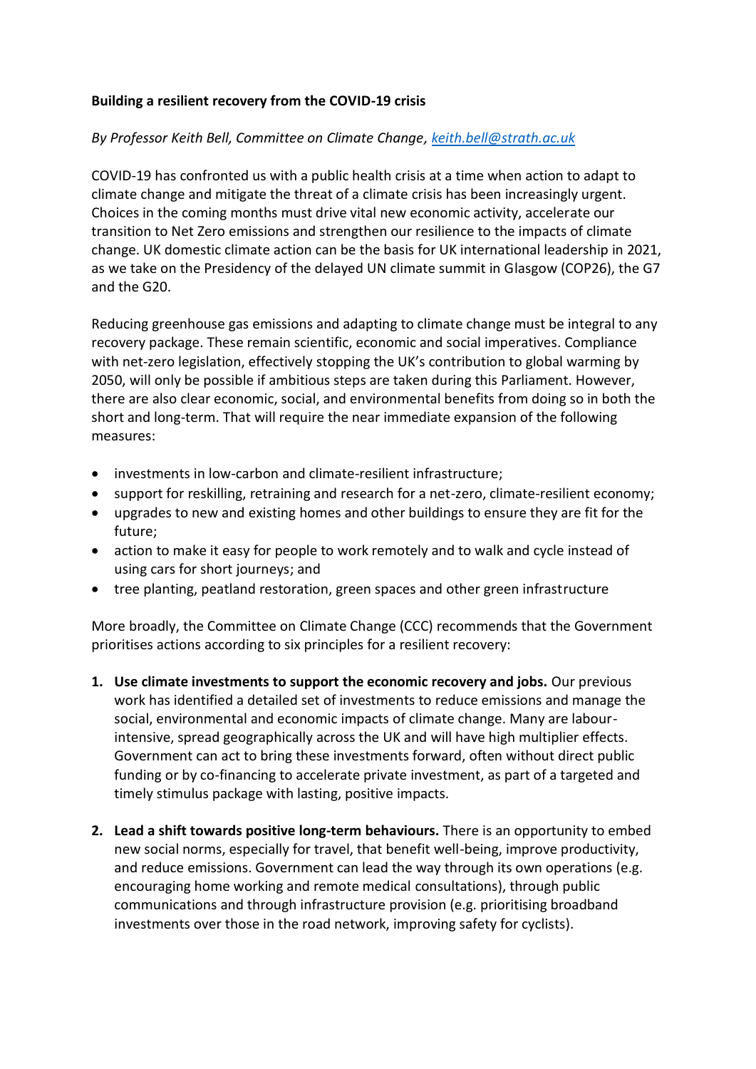**Building a resilient recovery from the COVID-19 crisis**

*By Professor Keith Bell, Committee on Climate Change, [keith.bell@strath.ac.uk](mailto:keith.bell@strath.ac.uk)*

COVID-19 has confronted us with a public health crisis at a time when action to adapt to climate change and mitigate the threat of a climate crisis has been increasingly urgent. Choices in the coming months must drive vital new economic activity, accelerate our transition to Net Zero emissions and strengthen our resilience to the impacts of climate change. UK domestic climate action can be the basis for UK international leadership in 2021, as we take on the Presidency of the delayed UN climate summit in Glasgow (COP26), the G7 and the G20.

Reducing greenhouse gas emissions and adapting to climate change must be integral to any recovery package. These remain scientific, economic and social imperatives. Compliance with net-zero legislation, effectively stopping the UK's contribution to global warming by 2050, will only be possible if ambitious steps are taken during this Parliament. However, there are also clear economic, social, and environmental benefits from doing so in both the short and long-term. That will require the near immediate expansion of the following measures:

- investments in low-carbon and climate-resilient infrastructure;
- support for reskilling, retraining and research for a net-zero, climate-resilient economy;
- upgrades to new and existing homes and other buildings to ensure they are fit for the future;
- action to make it easy for people to work remotely and to walk and cycle instead of using cars for short journeys; and
- tree planting, peatland restoration, green spaces and other green infrastructure

More broadly, the Committee on Climate Change (CCC) recommends that the Government prioritises actions according to six principles for a resilient recovery:

1. **Use climate investments to support the economic recovery and jobs.** Our previous work has identified a detailed set of investments to reduce emissions and manage the social, environmental and economic impacts of climate change. Many are labour-intensive, spread geographically across the UK and will have high multiplier effects. Government can act to bring these investments forward, often without direct public funding or by co-financing to accelerate private investment, as part of a targeted and timely stimulus package with lasting, positive impacts.

2. **Lead a shift towards positive long-term behaviours.** There is an opportunity to embed new social norms, especially for travel, that benefit well-being, improve productivity, and reduce emissions. Government can lead the way through its own operations (e.g. encouraging home working and remote medical consultations), through public communications and through infrastructure provision (e.g. prioritising broadband investments over those in the road network, improving safety for cyclists).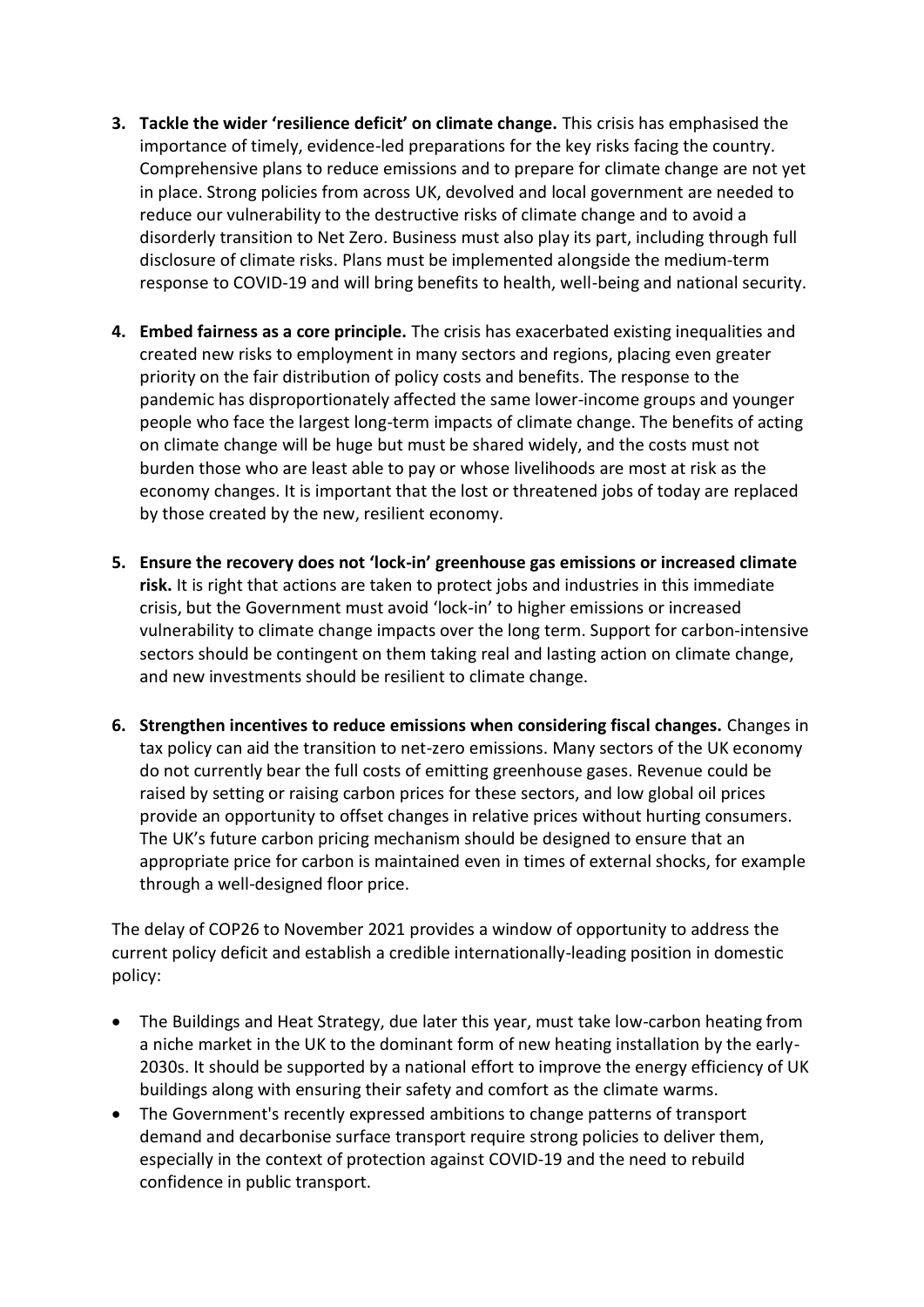3. **Tackle the wider 'resilience deficit' on climate change.** This crisis has emphasised the importance of timely, evidence-led preparations for the key risks facing the country. Comprehensive plans to reduce emissions and to prepare for climate change are not yet in place. Strong policies from across UK, devolved and local government are needed to reduce our vulnerability to the destructive risks of climate change and to avoid a disorderly transition to Net Zero. Business must also play its part, including through full disclosure of climate risks. Plans must be implemented alongside the medium-term response to COVID-19 and will bring benefits to health, well-being and national security.

4. **Embed fairness as a core principle.** The crisis has exacerbated existing inequalities and created new risks to employment in many sectors and regions, placing even greater priority on the fair distribution of policy costs and benefits. The response to the pandemic has disproportionately affected the same lower-income groups and younger people who face the largest long-term impacts of climate change. The benefits of acting on climate change will be huge but must be shared widely, and the costs must not burden those who are least able to pay or whose livelihoods are most at risk as the economy changes. It is important that the lost or threatened jobs of today are replaced by those created by the new, resilient economy.

5. **Ensure the recovery does not 'lock-in' greenhouse gas emissions or increased climate risk.** It is right that actions are taken to protect jobs and industries in this immediate crisis, but the Government must avoid 'lock-in' to higher emissions or increased vulnerability to climate change impacts over the long term. Support for carbon-intensive sectors should be contingent on them taking real and lasting action on climate change, and new investments should be resilient to climate change.

6. **Strengthen incentives to reduce emissions when considering fiscal changes.** Changes in tax policy can aid the transition to net-zero emissions. Many sectors of the UK economy do not currently bear the full costs of emitting greenhouse gases. Revenue could be raised by setting or raising carbon prices for these sectors, and low global oil prices provide an opportunity to offset changes in relative prices without hurting consumers. The UK's future carbon pricing mechanism should be designed to ensure that an appropriate price for carbon is maintained even in times of external shocks, for example through a well-designed floor price.

The delay of COP26 to November 2021 provides a window of opportunity to address the current policy deficit and establish a credible internationally-leading position in domestic policy:

- The Buildings and Heat Strategy, due later this year, must take low-carbon heating from a niche market in the UK to the dominant form of new heating installation by the early-2030s. It should be supported by a national effort to improve the energy efficiency of UK buildings along with ensuring their safety and comfort as the climate warms.
- The Government's recently expressed ambitions to change patterns of transport demand and decarbonise surface transport require strong policies to deliver them, especially in the context of protection against COVID-19 and the need to rebuild confidence in public transport.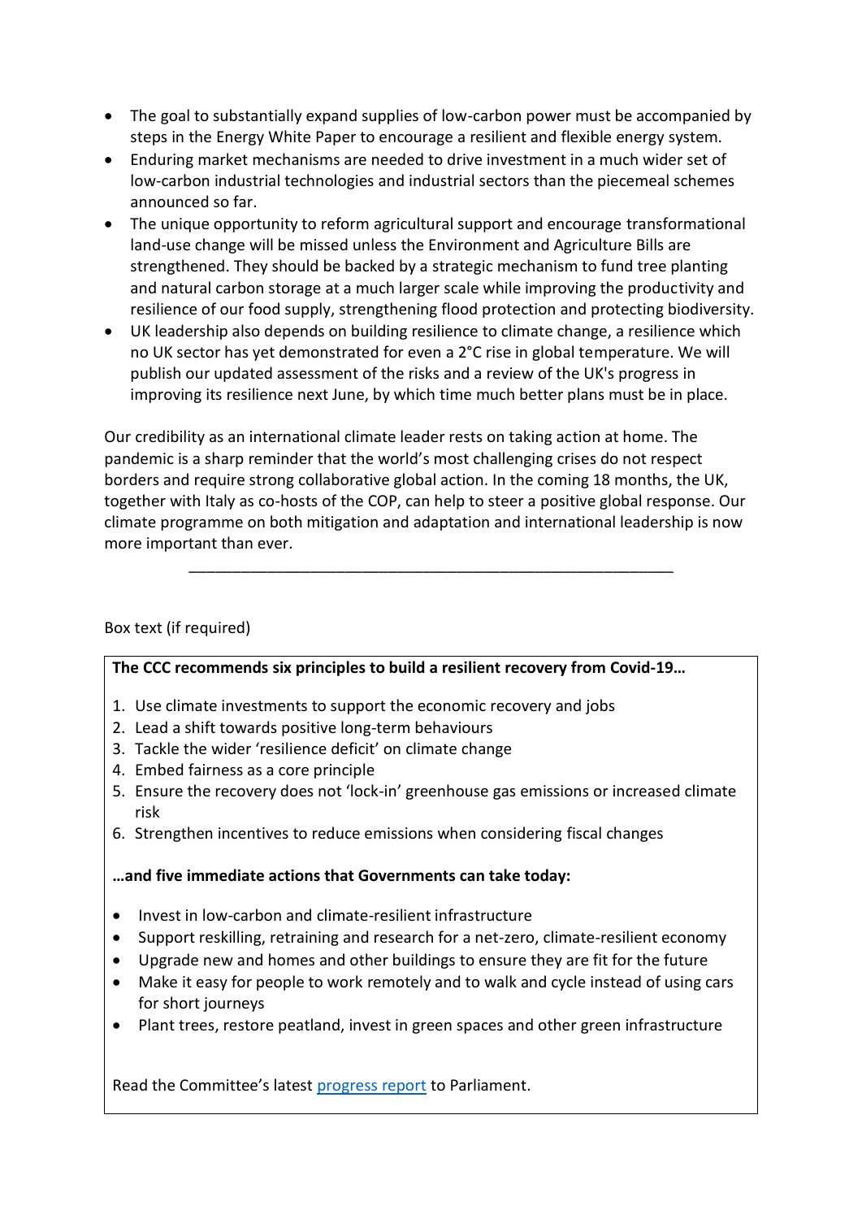- The goal to substantially expand supplies of low-carbon power must be accompanied by steps in the Energy White Paper to encourage a resilient and flexible energy system.
- Enduring market mechanisms are needed to drive investment in a much wider set of low-carbon industrial technologies and industrial sectors than the piecemeal schemes announced so far.
- The unique opportunity to reform agricultural support and encourage transformational land-use change will be missed unless the Environment and Agriculture Bills are strengthened. They should be backed by a strategic mechanism to fund tree planting and natural carbon storage at a much larger scale while improving the productivity and resilience of our food supply, strengthening flood protection and protecting biodiversity.
- UK leadership also depends on building resilience to climate change, a resilience which no UK sector has yet demonstrated for even a 2°C rise in global temperature. We will publish our updated assessment of the risks and a review of the UK's progress in improving its resilience next June, by which time much better plans must be in place.

Our credibility as an international climate leader rests on taking action at home. The pandemic is a sharp reminder that the world's most challenging crises do not respect borders and require strong collaborative global action. In the coming 18 months, the UK, together with Italy as co-hosts of the COP, can help to steer a positive global response. Our climate programme on both mitigation and adaptation and international leadership is now more important than ever.

---

Box text (if required)

**The CCC recommends six principles to build a resilient recovery from Covid-19…**

1. Use climate investments to support the economic recovery and jobs
2. Lead a shift towards positive long-term behaviours
3. Tackle the wider 'resilience deficit' on climate change
4. Embed fairness as a core principle
5. Ensure the recovery does not 'lock-in' greenhouse gas emissions or increased climate risk
6. Strengthen incentives to reduce emissions when considering fiscal changes

**…and five immediate actions that Governments can take today:**

- Invest in low-carbon and climate-resilient infrastructure
- Support reskilling, retraining and research for a net-zero, climate-resilient economy
- Upgrade new and homes and other buildings to ensure they are fit for the future
- Make it easy for people to work remotely and to walk and cycle instead of using cars for short journeys
- Plant trees, restore peatland, invest in green spaces and other green infrastructure

Read the Committee's latest progress report to Parliament.